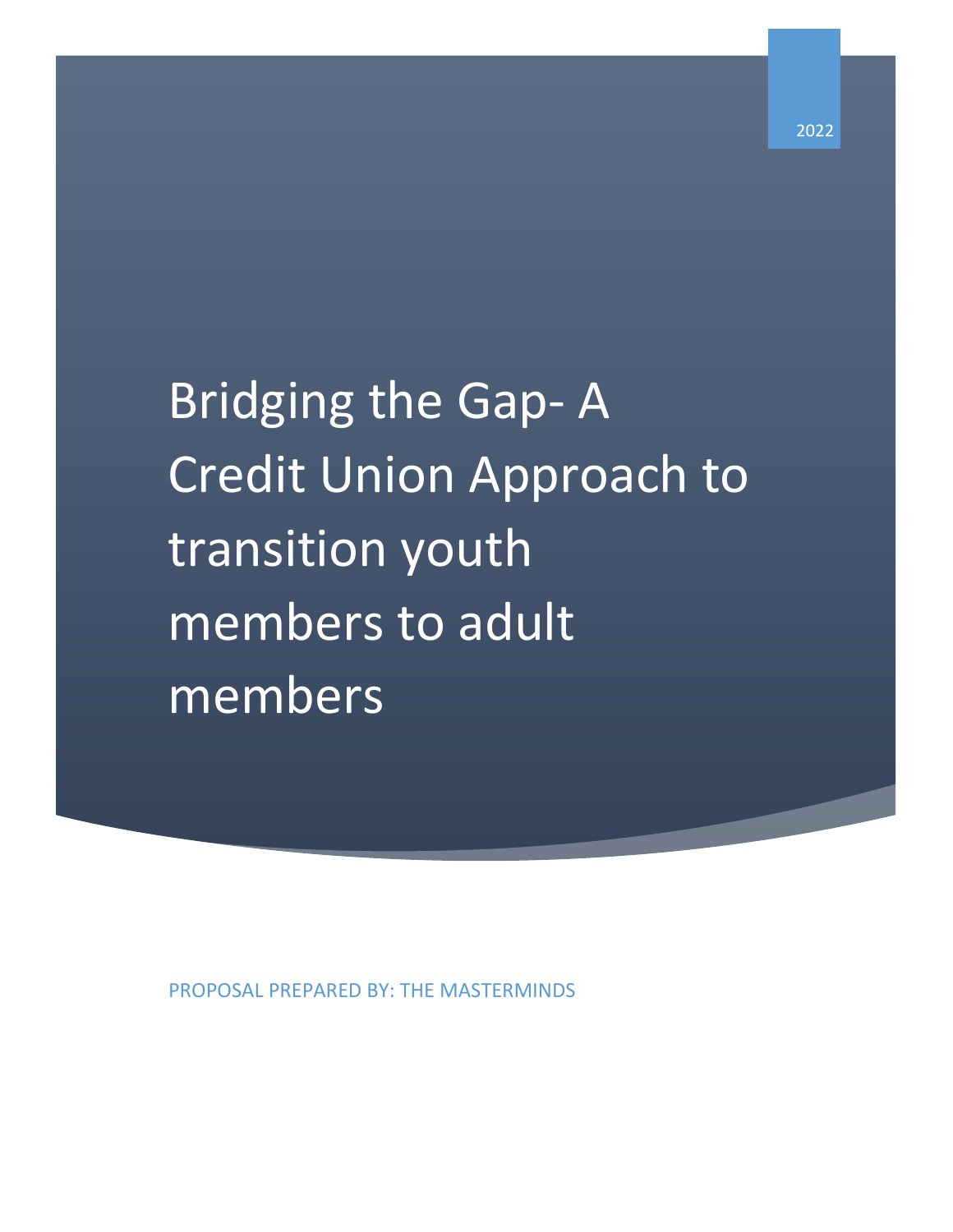2022

# Bridging the Gap- A Credit Union Approach to transition youth members to adult members

PROPOSAL PREPARED BY: THE MASTERMINDS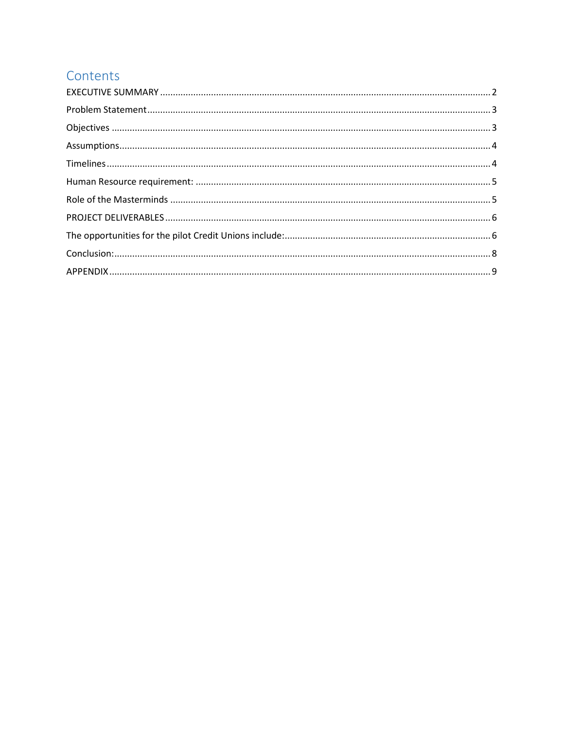# Contents

- EXECUTIVE SUMMARY ........................................................................ 2
- Problem Statement ........................................................................ 3
- Objectives ........................................................................ 3
- Assumptions ........................................................................ 4
- Timelines ........................................................................ 4
- Human Resource requirement: ........................................................................ 5
- Role of the Masterminds ........................................................................ 5
- PROJECT DELIVERABLES ........................................................................ 6
- The opportunities for the pilot Credit Unions include: ........................................................................ 6
- Conclusion: ........................................................................ 8
- APPENDIX ........................................................................ 9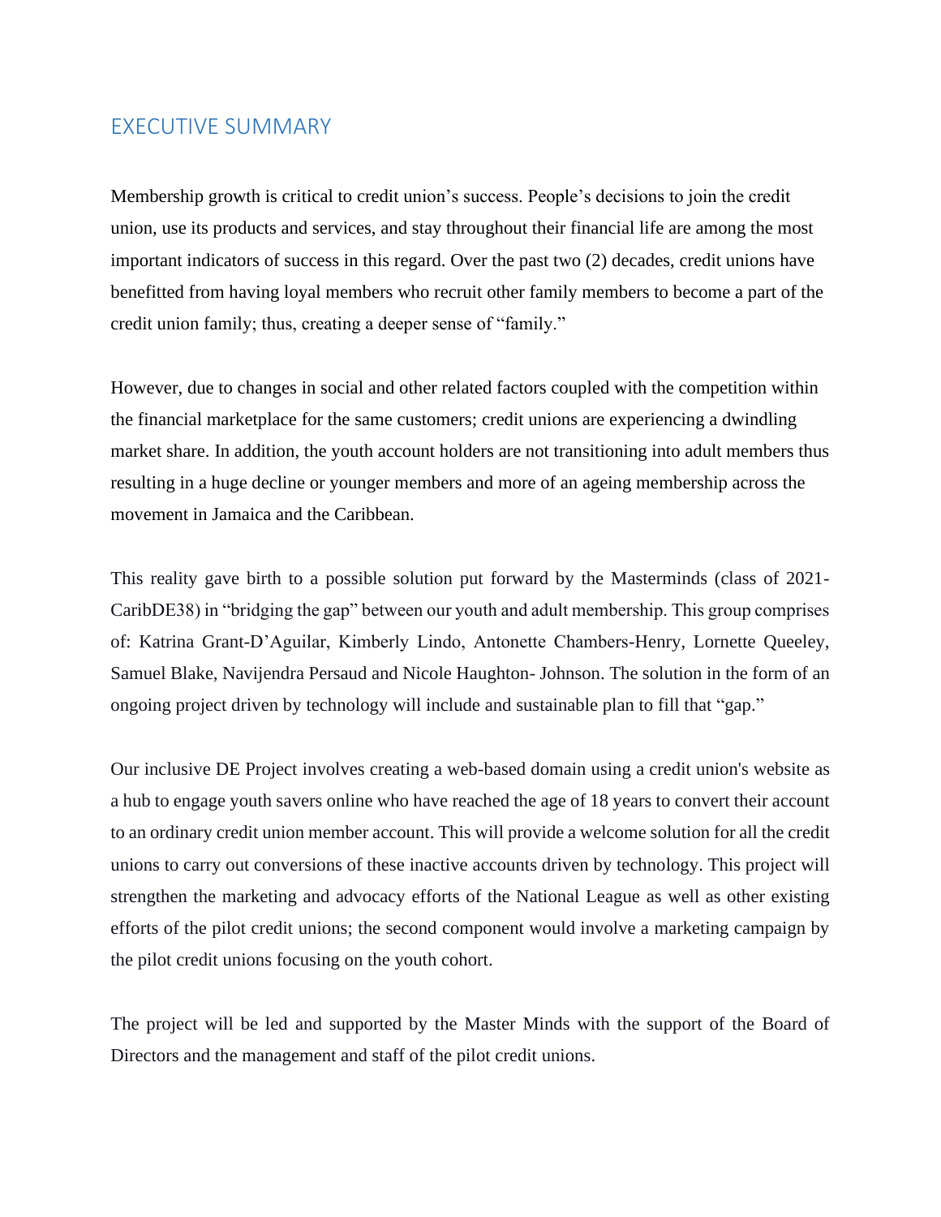## EXECUTIVE SUMMARY

Membership growth is critical to credit union's success. People's decisions to join the credit union, use its products and services, and stay throughout their financial life are among the most important indicators of success in this regard. Over the past two (2) decades, credit unions have benefitted from having loyal members who recruit other family members to become a part of the credit union family; thus, creating a deeper sense of "family."

However, due to changes in social and other related factors coupled with the competition within the financial marketplace for the same customers; credit unions are experiencing a dwindling market share. In addition, the youth account holders are not transitioning into adult members thus resulting in a huge decline or younger members and more of an ageing membership across the movement in Jamaica and the Caribbean.

This reality gave birth to a possible solution put forward by the Masterminds (class of 2021-CaribDE38) in "bridging the gap" between our youth and adult membership. This group comprises of: Katrina Grant-D'Aguilar, Kimberly Lindo, Antonette Chambers-Henry, Lornette Queeley, Samuel Blake, Navijendra Persaud and Nicole Haughton- Johnson. The solution in the form of an ongoing project driven by technology will include and sustainable plan to fill that "gap."

Our inclusive DE Project involves creating a web-based domain using a credit union's website as a hub to engage youth savers online who have reached the age of 18 years to convert their account to an ordinary credit union member account. This will provide a welcome solution for all the credit unions to carry out conversions of these inactive accounts driven by technology. This project will strengthen the marketing and advocacy efforts of the National League as well as other existing efforts of the pilot credit unions; the second component would involve a marketing campaign by the pilot credit unions focusing on the youth cohort.

The project will be led and supported by the Master Minds with the support of the Board of Directors and the management and staff of the pilot credit unions.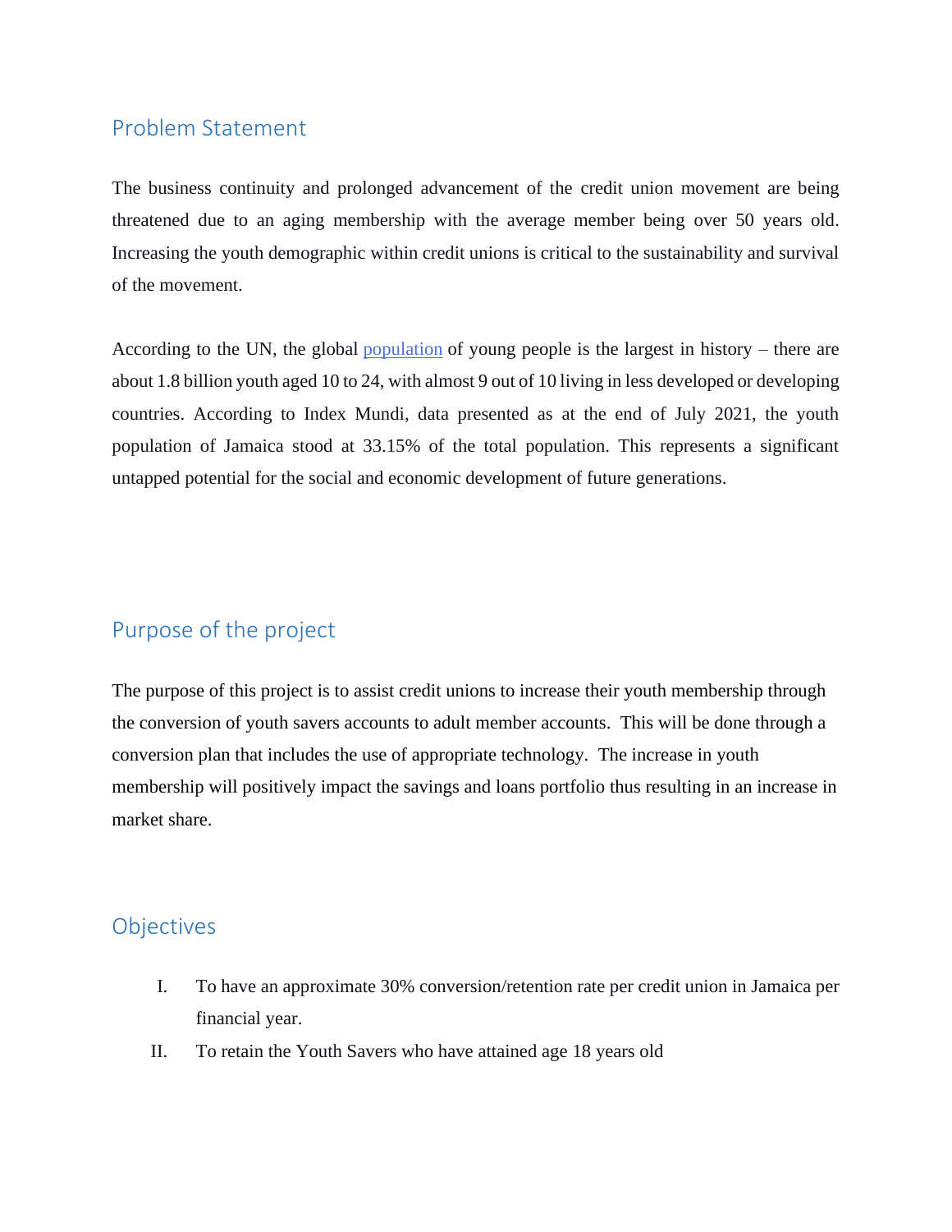## Problem Statement

The business continuity and prolonged advancement of the credit union movement are being threatened due to an aging membership with the average member being over 50 years old. Increasing the youth demographic within credit unions is critical to the sustainability and survival of the movement.

According to the UN, the global population of young people is the largest in history – there are about 1.8 billion youth aged 10 to 24, with almost 9 out of 10 living in less developed or developing countries. According to Index Mundi, data presented as at the end of July 2021, the youth population of Jamaica stood at 33.15% of the total population. This represents a significant untapped potential for the social and economic development of future generations.

## Purpose of the project

The purpose of this project is to assist credit unions to increase their youth membership through the conversion of youth savers accounts to adult member accounts. This will be done through a conversion plan that includes the use of appropriate technology. The increase in youth membership will positively impact the savings and loans portfolio thus resulting in an increase in market share.

## Objectives

I. To have an approximate 30% conversion/retention rate per credit union in Jamaica per financial year.

II. To retain the Youth Savers who have attained age 18 years old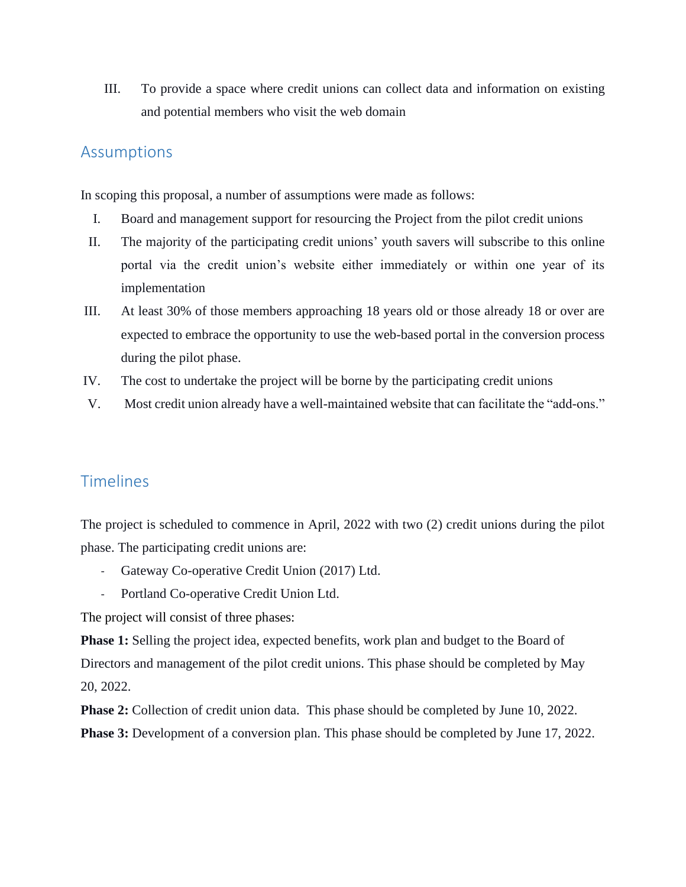III. To provide a space where credit unions can collect data and information on existing and potential members who visit the web domain

## Assumptions

In scoping this proposal, a number of assumptions were made as follows:

I. Board and management support for resourcing the Project from the pilot credit unions
II. The majority of the participating credit unions' youth savers will subscribe to this online portal via the credit union's website either immediately or within one year of its implementation
III. At least 30% of those members approaching 18 years old or those already 18 or over are expected to embrace the opportunity to use the web-based portal in the conversion process during the pilot phase.
IV. The cost to undertake the project will be borne by the participating credit unions
V. Most credit union already have a well-maintained website that can facilitate the "add-ons."

## Timelines

The project is scheduled to commence in April, 2022 with two (2) credit unions during the pilot phase. The participating credit unions are:

- Gateway Co-operative Credit Union (2017) Ltd.
- Portland Co-operative Credit Union Ltd.

The project will consist of three phases:

**Phase 1:** Selling the project idea, expected benefits, work plan and budget to the Board of Directors and management of the pilot credit unions. This phase should be completed by May 20, 2022.

**Phase 2:** Collection of credit union data. This phase should be completed by June 10, 2022.

**Phase 3:** Development of a conversion plan. This phase should be completed by June 17, 2022.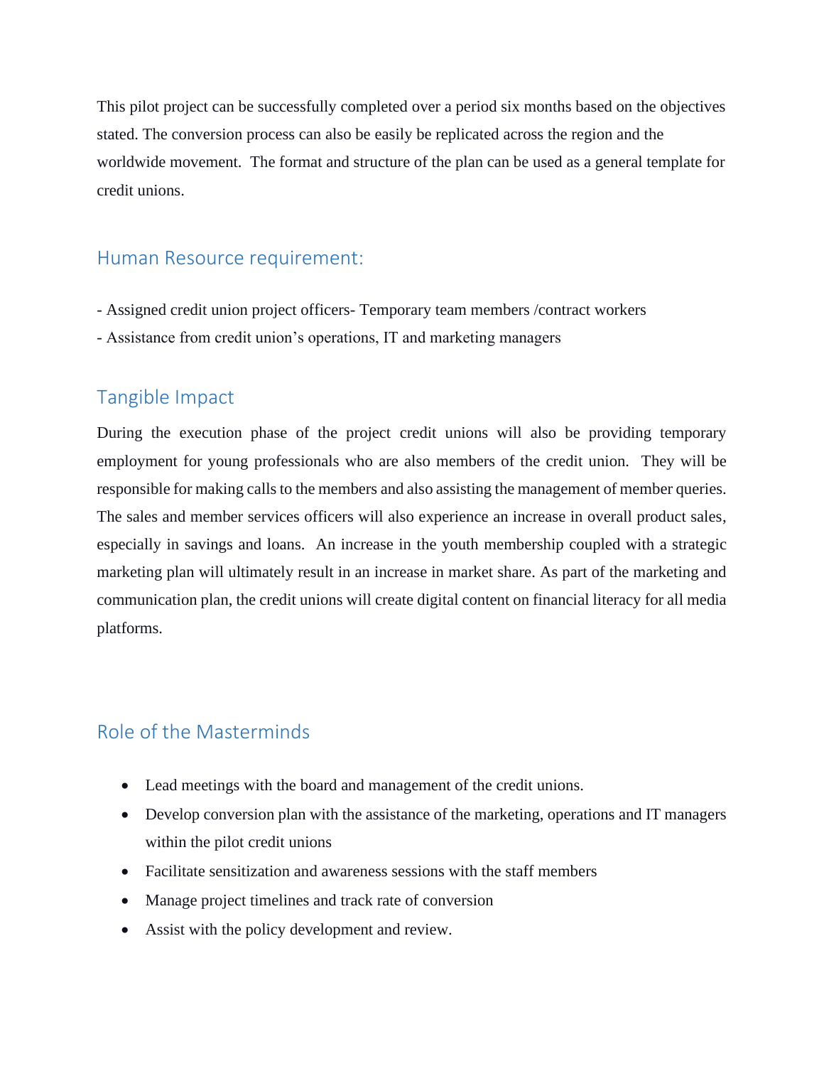This pilot project can be successfully completed over a period six months based on the objectives stated. The conversion process can also be easily be replicated across the region and the worldwide movement. The format and structure of the plan can be used as a general template for credit unions.

## Human Resource requirement:

- Assigned credit union project officers- Temporary team members /contract workers
- Assistance from credit union's operations, IT and marketing managers

## Tangible Impact

During the execution phase of the project credit unions will also be providing temporary employment for young professionals who are also members of the credit union. They will be responsible for making calls to the members and also assisting the management of member queries. The sales and member services officers will also experience an increase in overall product sales, especially in savings and loans. An increase in the youth membership coupled with a strategic marketing plan will ultimately result in an increase in market share. As part of the marketing and communication plan, the credit unions will create digital content on financial literacy for all media platforms.

## Role of the Masterminds

- Lead meetings with the board and management of the credit unions.
- Develop conversion plan with the assistance of the marketing, operations and IT managers within the pilot credit unions
- Facilitate sensitization and awareness sessions with the staff members
- Manage project timelines and track rate of conversion
- Assist with the policy development and review.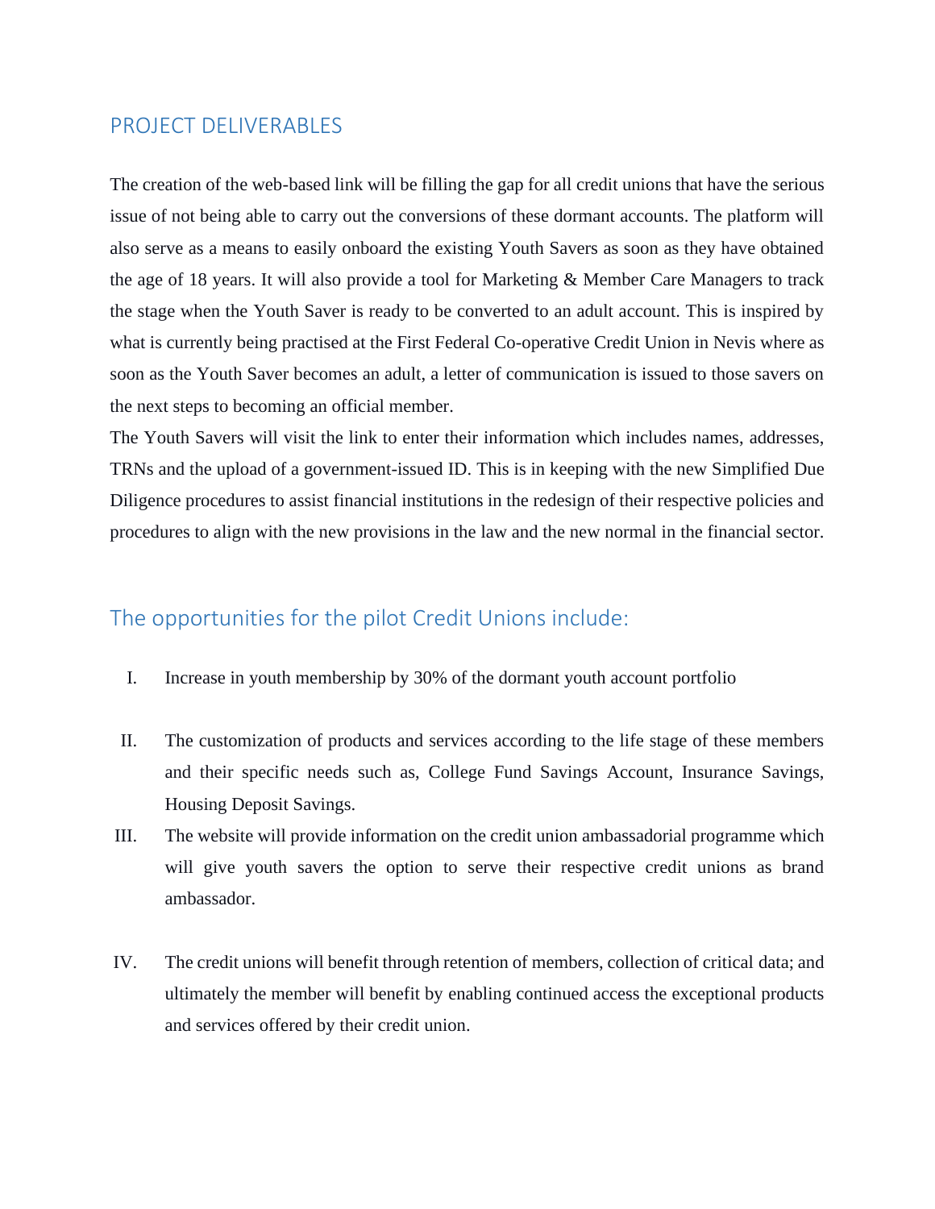## PROJECT DELIVERABLES

The creation of the web-based link will be filling the gap for all credit unions that have the serious issue of not being able to carry out the conversions of these dormant accounts. The platform will also serve as a means to easily onboard the existing Youth Savers as soon as they have obtained the age of 18 years. It will also provide a tool for Marketing & Member Care Managers to track the stage when the Youth Saver is ready to be converted to an adult account. This is inspired by what is currently being practised at the First Federal Co-operative Credit Union in Nevis where as soon as the Youth Saver becomes an adult, a letter of communication is issued to those savers on the next steps to becoming an official member.

The Youth Savers will visit the link to enter their information which includes names, addresses, TRNs and the upload of a government-issued ID. This is in keeping with the new Simplified Due Diligence procedures to assist financial institutions in the redesign of their respective policies and procedures to align with the new provisions in the law and the new normal in the financial sector.

### The opportunities for the pilot Credit Unions include:

I. Increase in youth membership by 30% of the dormant youth account portfolio

II. The customization of products and services according to the life stage of these members and their specific needs such as, College Fund Savings Account, Insurance Savings, Housing Deposit Savings.

III. The website will provide information on the credit union ambassadorial programme which will give youth savers the option to serve their respective credit unions as brand ambassador.

IV. The credit unions will benefit through retention of members, collection of critical data; and ultimately the member will benefit by enabling continued access the exceptional products and services offered by their credit union.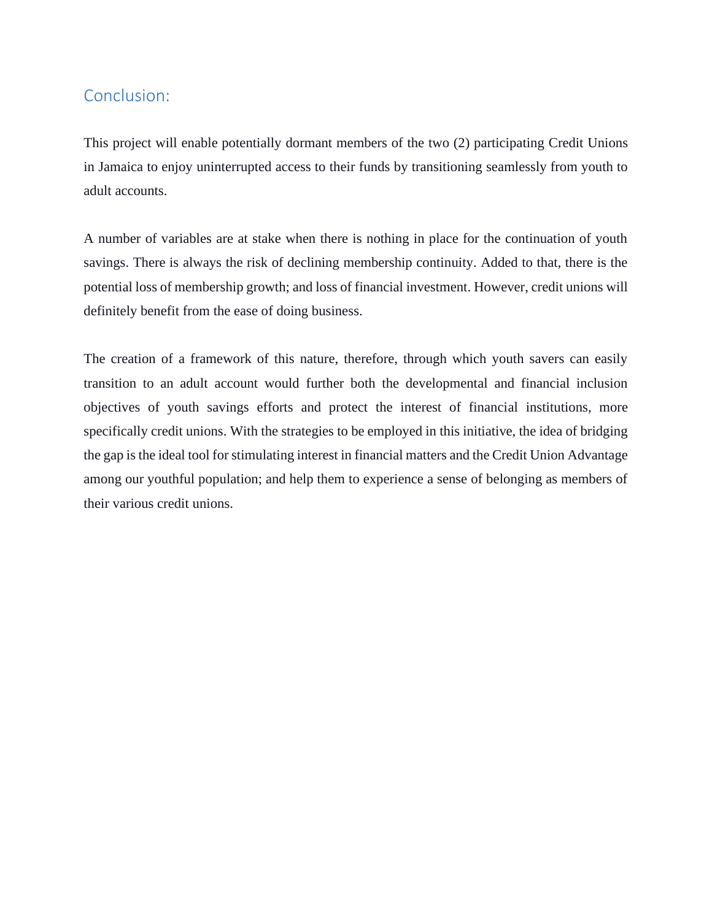## Conclusion:

This project will enable potentially dormant members of the two (2) participating Credit Unions in Jamaica to enjoy uninterrupted access to their funds by transitioning seamlessly from youth to adult accounts.

A number of variables are at stake when there is nothing in place for the continuation of youth savings. There is always the risk of declining membership continuity. Added to that, there is the potential loss of membership growth; and loss of financial investment. However, credit unions will definitely benefit from the ease of doing business.

The creation of a framework of this nature, therefore, through which youth savers can easily transition to an adult account would further both the developmental and financial inclusion objectives of youth savings efforts and protect the interest of financial institutions, more specifically credit unions. With the strategies to be employed in this initiative, the idea of bridging the gap is the ideal tool for stimulating interest in financial matters and the Credit Union Advantage among our youthful population; and help them to experience a sense of belonging as members of their various credit unions.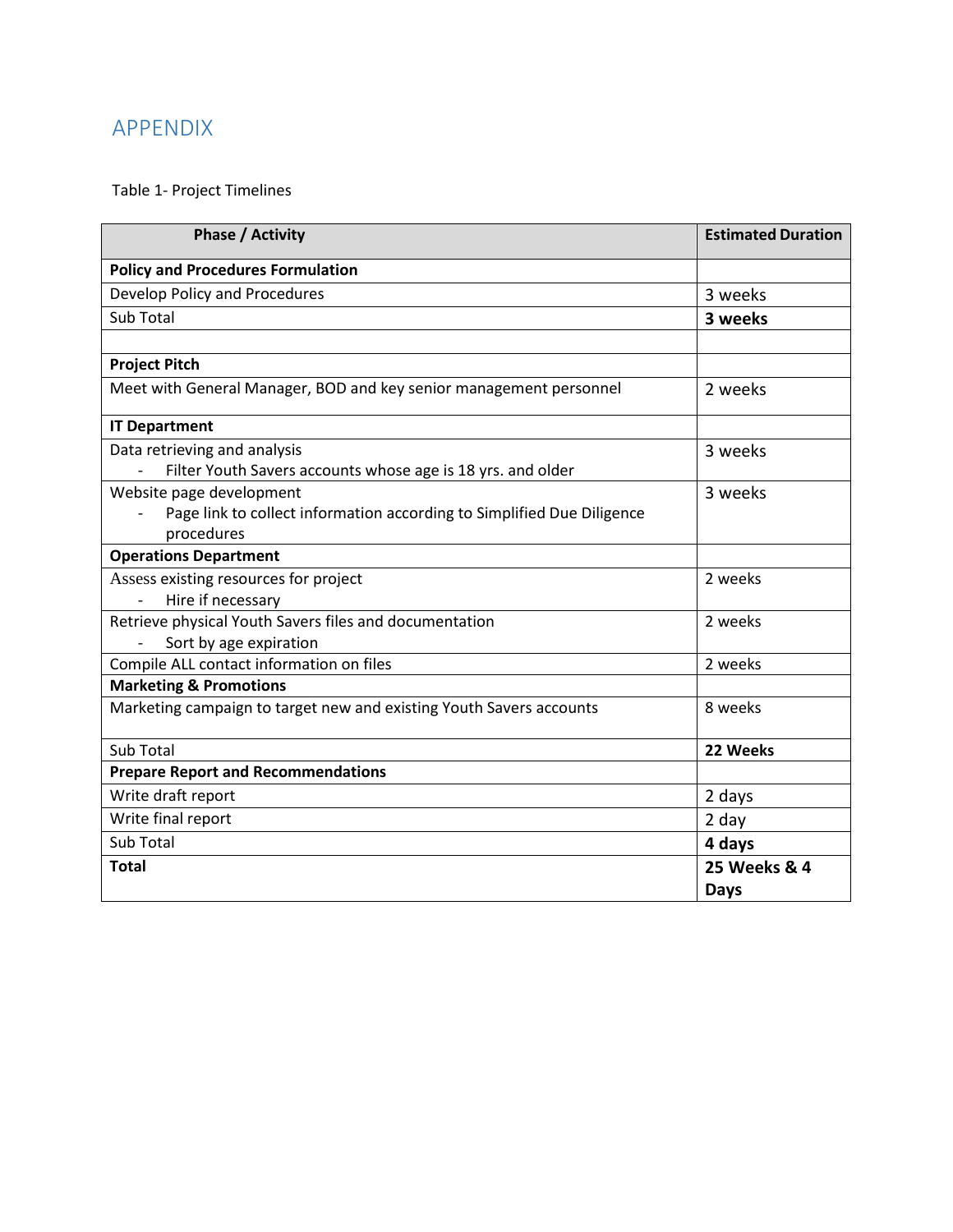# APPENDIX

Table 1- Project Timelines

| Phase / Activity | Estimated Duration |
|---|---|
| **Policy and Procedures Formulation** | |
| Develop Policy and Procedures | 3 weeks |
| Sub Total | **3 weeks** |
| | |
| **Project Pitch** | |
| Meet with General Manager, BOD and key senior management personnel | 2 weeks |
| **IT Department** | |
| Data retrieving and analysis<br>- Filter Youth Savers accounts whose age is 18 yrs. and older | 3 weeks |
| Website page development<br>- Page link to collect information according to Simplified Due Diligence procedures | 3 weeks |
| **Operations Department** | |
| Assess existing resources for project<br>- Hire if necessary | 2 weeks |
| Retrieve physical Youth Savers files and documentation<br>- Sort by age expiration | 2 weeks |
| Compile ALL contact information on files | 2 weeks |
| **Marketing & Promotions** | |
| Marketing campaign to target new and existing Youth Savers accounts | 8 weeks |
| Sub Total | **22 Weeks** |
| **Prepare Report and Recommendations** | |
| Write draft report | 2 days |
| Write final report | 2 day |
| Sub Total | **4 days** |
| **Total** | **25 Weeks & 4 Days** |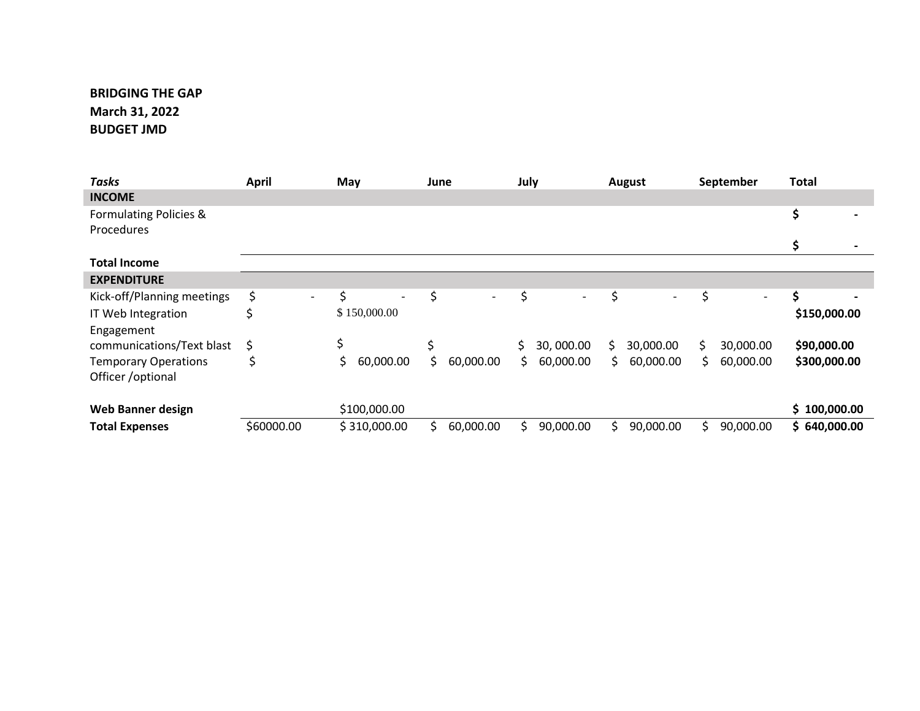**BRIDGING THE GAP**
**March 31, 2022**
**BUDGET JMD**

| *Tasks* | April | May | June | July | August | September | Total |
|---|---|---|---|---|---|---|---|
| **INCOME** | | | | | | | |
| Formulating Policies & Procedures | | | | | | | $ - |
| | | | | | | | $ - |
| **Total Income** | | | | | | | |
| **EXPENDITURE** | | | | | | | |
| Kick-off/Planning meetings | $ - | $ - | $ - | $ - | $ - | $ - | **$ -** |
| IT Web Integration | $ | $ 150,000.00 | | | | | **$150,000.00** |
| Engagement communications/Text blast | $ | $ | $ | $ 30, 000.00 | $ 30,000.00 | $ 30,000.00 | **$90,000.00** |
| Temporary Operations Officer /optional | $ | $ 60,000.00 | $ 60,000.00 | $ 60,000.00 | $ 60,000.00 | $ 60,000.00 | **$300,000.00** |
| **Web Banner design** | | $100,000.00 | | | | | **$ 100,000.00** |
| **Total Expenses** | $60000.00 | $ 310,000.00 | $ 60,000.00 | $ 90,000.00 | $ 90,000.00 | $ 90,000.00 | **$ 640,000.00** |